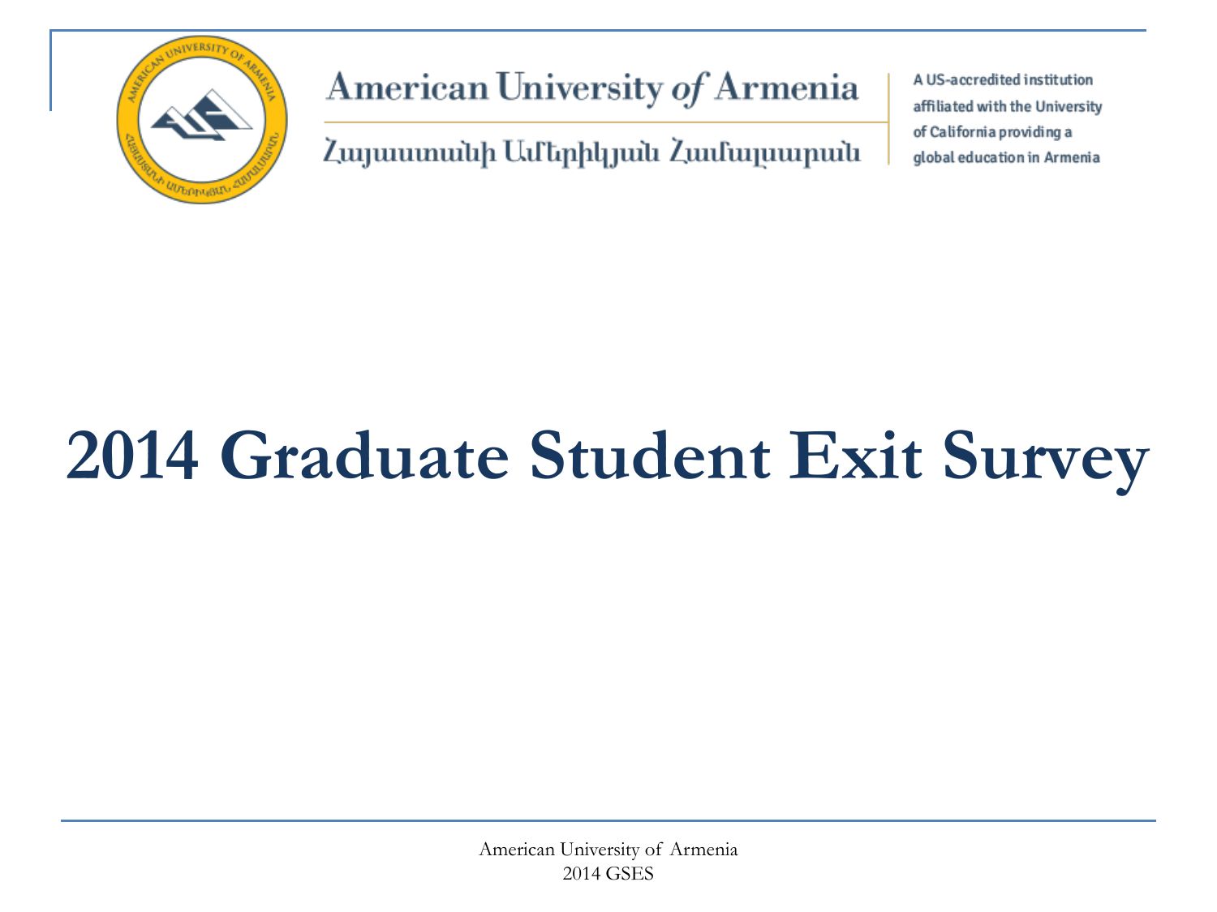American University *of* Armenia

Հայաստանի Ամերիկյան Համալսարան

A US-accredited institution affiliated with the University of California providing a global education in Armenia

# 2014 Graduate Student Exit Survey

American University of Armenia
2014 GSES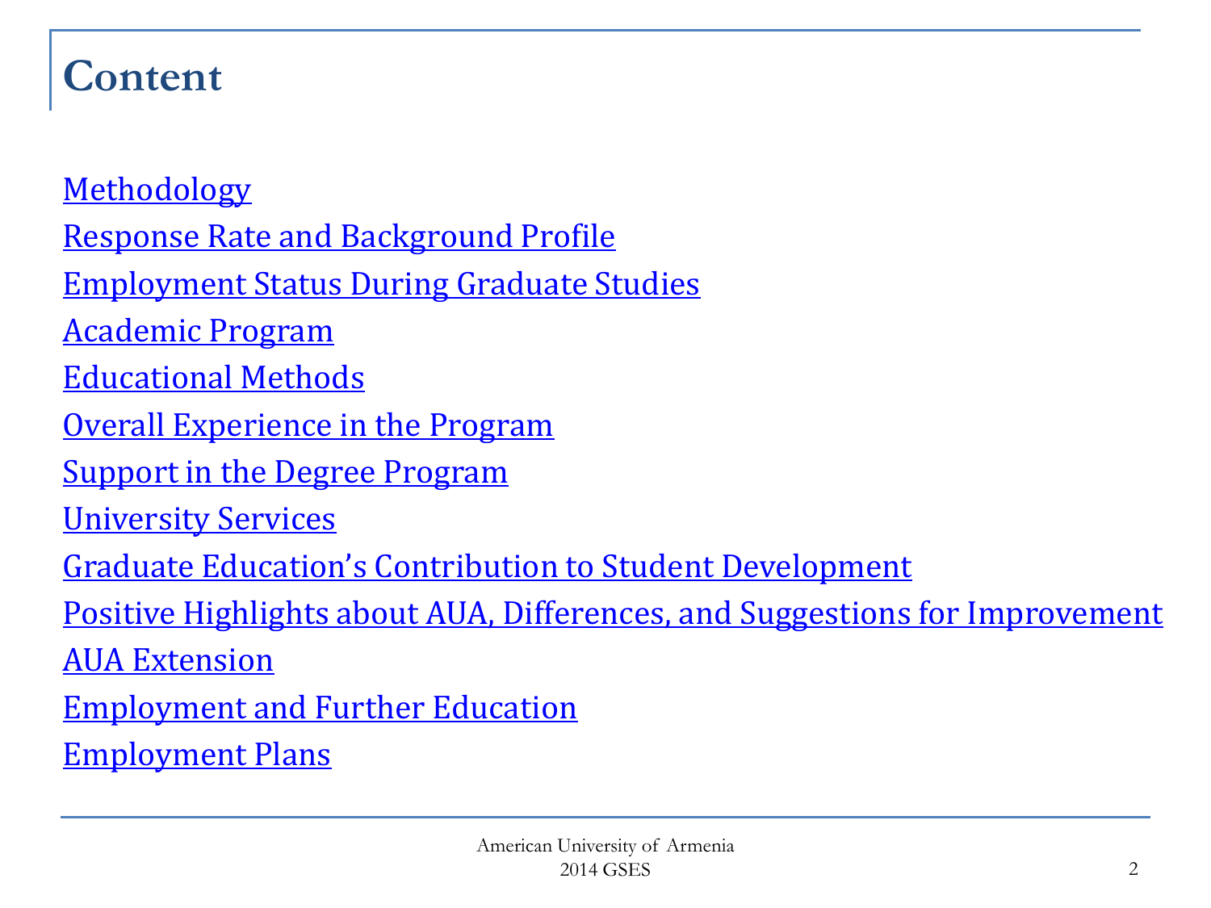# Content

Methodology

Response Rate and Background Profile

Employment Status During Graduate Studies

Academic Program

Educational Methods

Overall Experience in the Program

Support in the Degree Program

University Services

Graduate Education's Contribution to Student Development

Positive Highlights about AUA, Differences, and Suggestions for Improvement

AUA Extension

Employment and Further Education

Employment Plans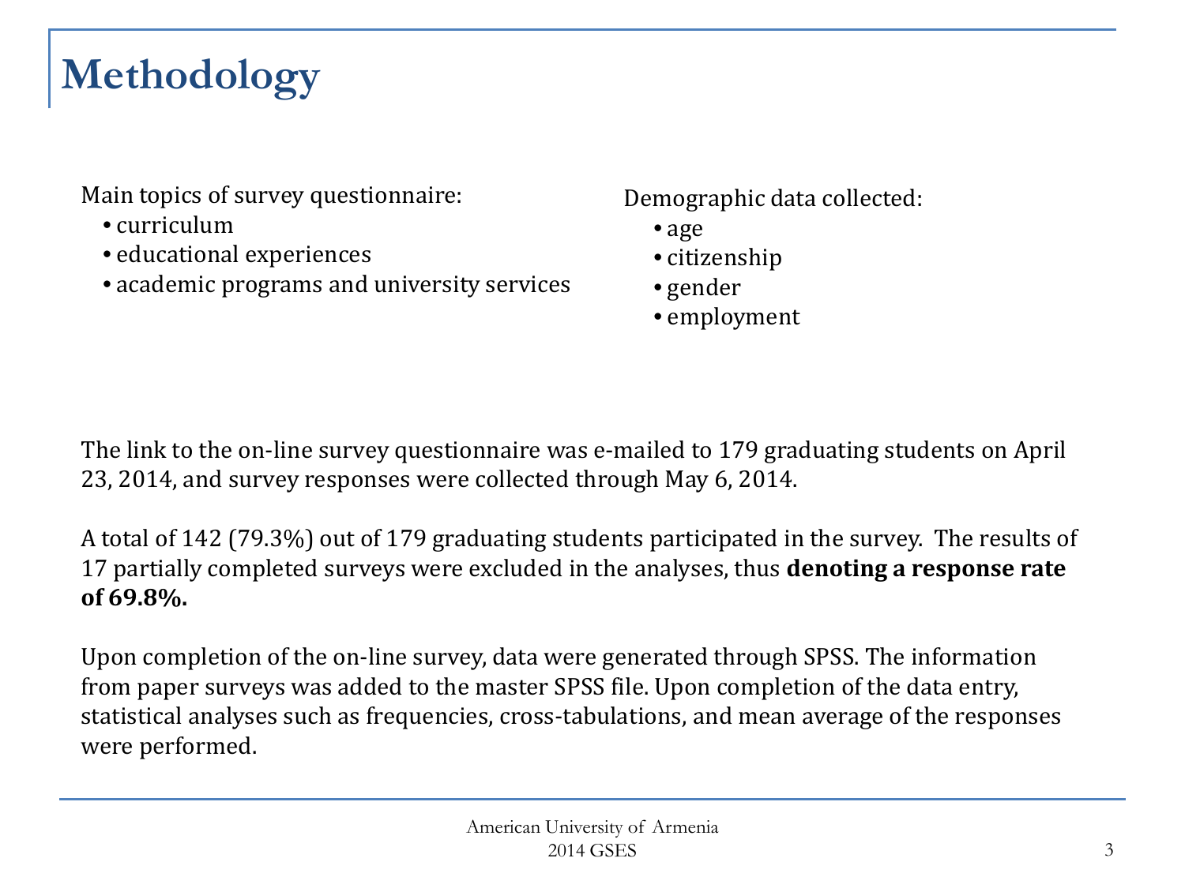# Methodology

Main topics of survey questionnaire:
- curriculum
- educational experiences
- academic programs and university services

Demographic data collected:
- age
- citizenship
- gender
- employment

The link to the on-line survey questionnaire was e-mailed to 179 graduating students on April 23, 2014, and survey responses were collected through May 6, 2014.

A total of 142 (79.3%) out of 179 graduating students participated in the survey. The results of 17 partially completed surveys were excluded in the analyses, thus **denoting a response rate of 69.8%.**

Upon completion of the on-line survey, data were generated through SPSS. The information from paper surveys was added to the master SPSS file. Upon completion of the data entry, statistical analyses such as frequencies, cross-tabulations, and mean average of the responses were performed.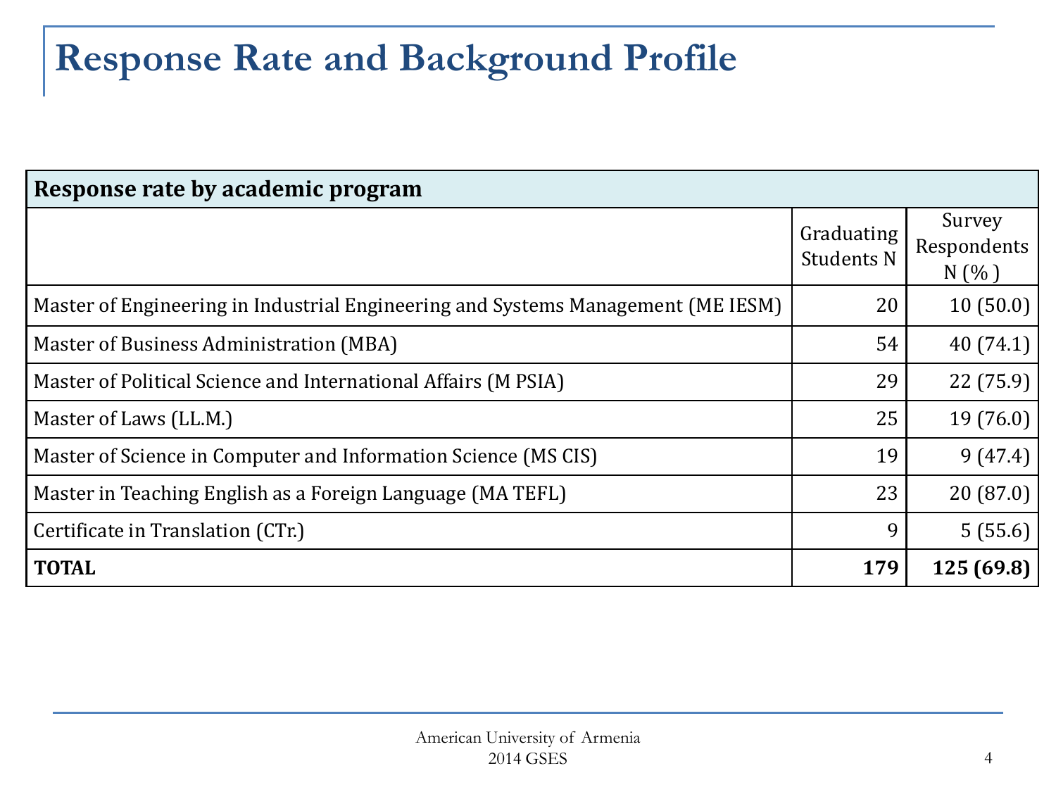# Response Rate and Background Profile

| Response rate by academic program | | |
|---|---|---|
| | Graduating Students N | Survey Respondents N (%) |
| Master of Engineering in Industrial Engineering and Systems Management (ME IESM) | 20 | 10 (50.0) |
| Master of Business Administration (MBA) | 54 | 40 (74.1) |
| Master of Political Science and International Affairs (M PSIA) | 29 | 22 (75.9) |
| Master of Laws (LL.M.) | 25 | 19 (76.0) |
| Master of Science in Computer and Information Science (MS CIS) | 19 | 9 (47.4) |
| Master in Teaching English as a Foreign Language (MA TEFL) | 23 | 20 (87.0) |
| Certificate in Translation (CTr.) | 9 | 5 (55.6) |
| **TOTAL** | **179** | **125 (69.8)** |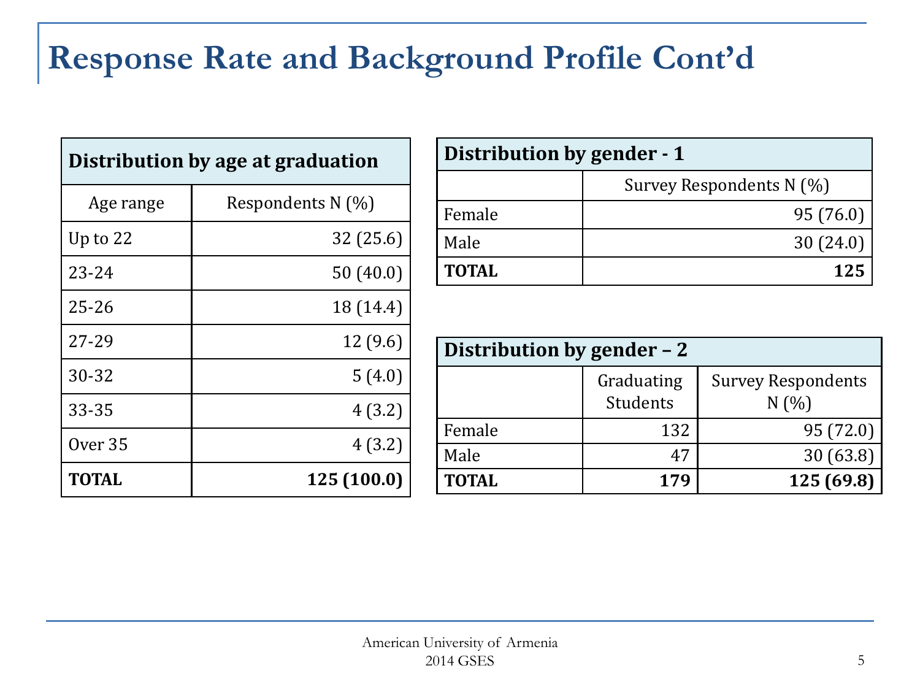# Response Rate and Background Profile Cont'd

| Distribution by age at graduation | |
|---|---|
| Age range | Respondents N (%) |
| Up to 22 | 32 (25.6) |
| 23-24 | 50 (40.0) |
| 25-26 | 18 (14.4) |
| 27-29 | 12 (9.6) |
| 30-32 | 5 (4.0) |
| 33-35 | 4 (3.2) |
| Over 35 | 4 (3.2) |
| **TOTAL** | **125 (100.0)** |

| Distribution by gender - 1 | |
|---|---|
| | Survey Respondents N (%) |
| Female | 95 (76.0) |
| Male | 30 (24.0) |
| **TOTAL** | **125** |

| Distribution by gender – 2 | | |
|---|---|---|
| | Graduating Students | Survey Respondents N (%) |
| Female | 132 | 95 (72.0) |
| Male | 47 | 30 (63.8) |
| **TOTAL** | **179** | **125 (69.8)** |

American University of Armenia
2014 GSES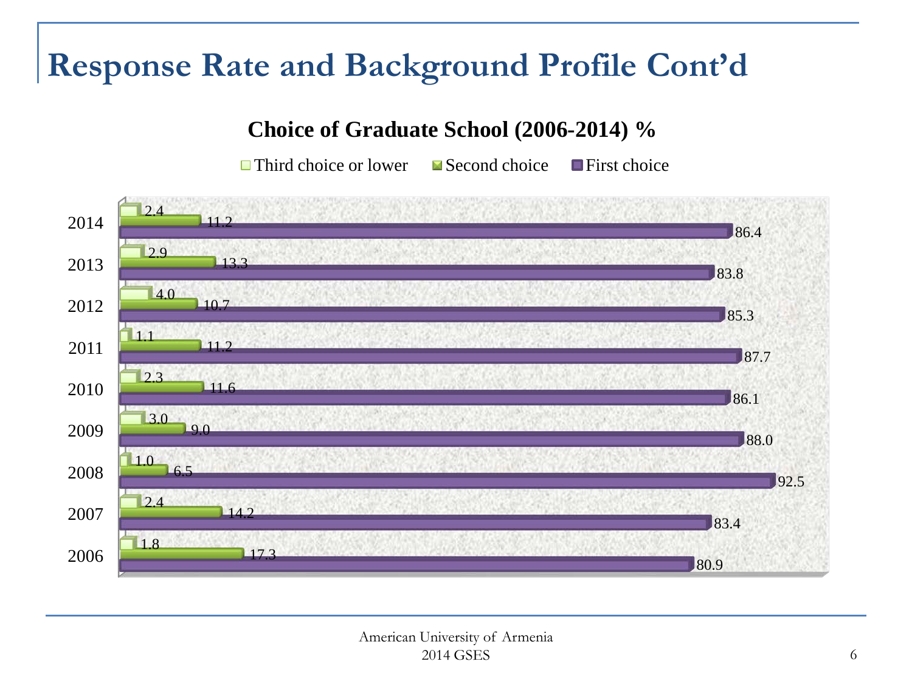# Response Rate and Background Profile Cont'd

**Choice of Graduate School (2006-2014) %**

| Year | Third choice or lower | Second choice | First choice |
|---|---|---|---|
| 2014 | 2.4 | 11.2 | 86.4 |
| 2013 | 2.9 | 13.3 | 83.8 |
| 2012 | 4.0 | 10.7 | 85.3 |
| 2011 | 1.1 | 11.2 | 87.7 |
| 2010 | 2.3 | 11.6 | 86.1 |
| 2009 | 3.0 | 9.0 | 88.0 |
| 2008 | 1.0 | 6.5 | 92.5 |
| 2007 | 2.4 | 14.2 | 83.4 |
| 2006 | 1.8 | 17.3 | 80.9 |

American University of Armenia
2014 GSES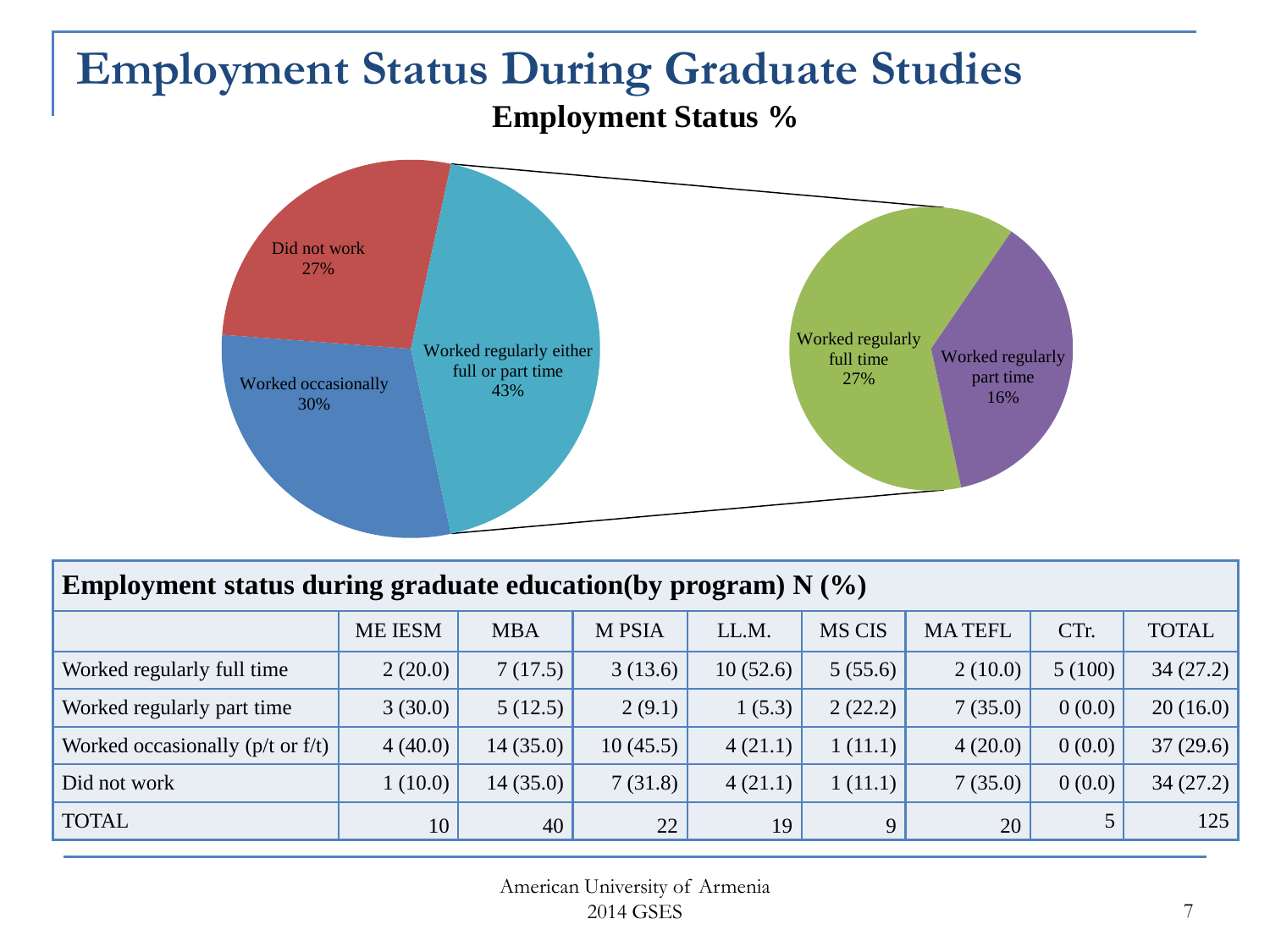# Employment Status During Graduate Studies

**Employment Status %**

Did not work 27%

Worked occasionally 30%

Worked regularly either full or part time 43%

Worked regularly full time 27%

Worked regularly part time 16%

| **Employment status during graduate education(by program) N (%)** | | | | | | | | |
|---|---|---|---|---|---|---|---|---|
| | ME IESM | MBA | M PSIA | LL.M. | MS CIS | MA TEFL | CTr. | TOTAL |
| Worked regularly full time | 2 (20.0) | 7 (17.5) | 3 (13.6) | 10 (52.6) | 5 (55.6) | 2 (10.0) | 5 (100) | 34 (27.2) |
| Worked regularly part time | 3 (30.0) | 5 (12.5) | 2 (9.1) | 1 (5.3) | 2 (22.2) | 7 (35.0) | 0 (0.0) | 20 (16.0) |
| Worked occasionally (p/t or f/t) | 4 (40.0) | 14 (35.0) | 10 (45.5) | 4 (21.1) | 1 (11.1) | 4 (20.0) | 0 (0.0) | 37 (29.6) |
| Did not work | 1 (10.0) | 14 (35.0) | 7 (31.8) | 4 (21.1) | 1 (11.1) | 7 (35.0) | 0 (0.0) | 34 (27.2) |
| TOTAL | 10 | 40 | 22 | 19 | 9 | 20 | 5 | 125 |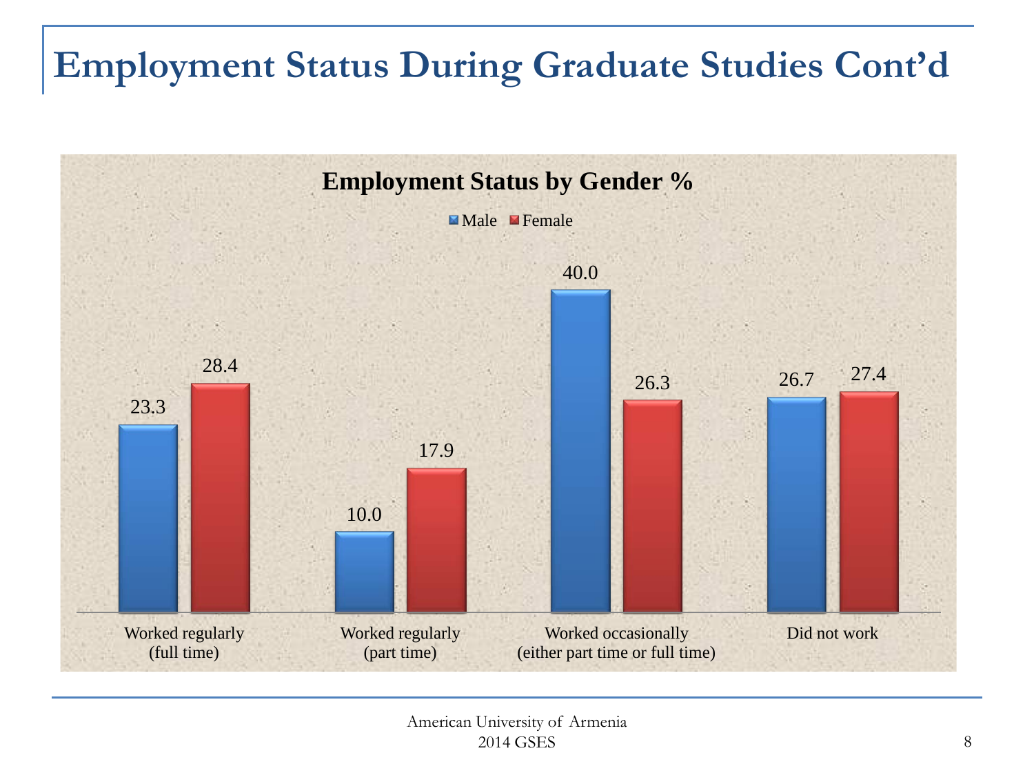# Employment Status During Graduate Studies Cont'd

**Employment Status by Gender %**

| | Male | Female |
|---|---|---|
| Worked regularly (full time) | 23.3 | 28.4 |
| Worked regularly (part time) | 10.0 | 17.9 |
| Worked occasionally (either part time or full time) | 40.0 | 26.3 |
| Did not work | 26.7 | 27.4 |

American University of Armenia
2014 GSES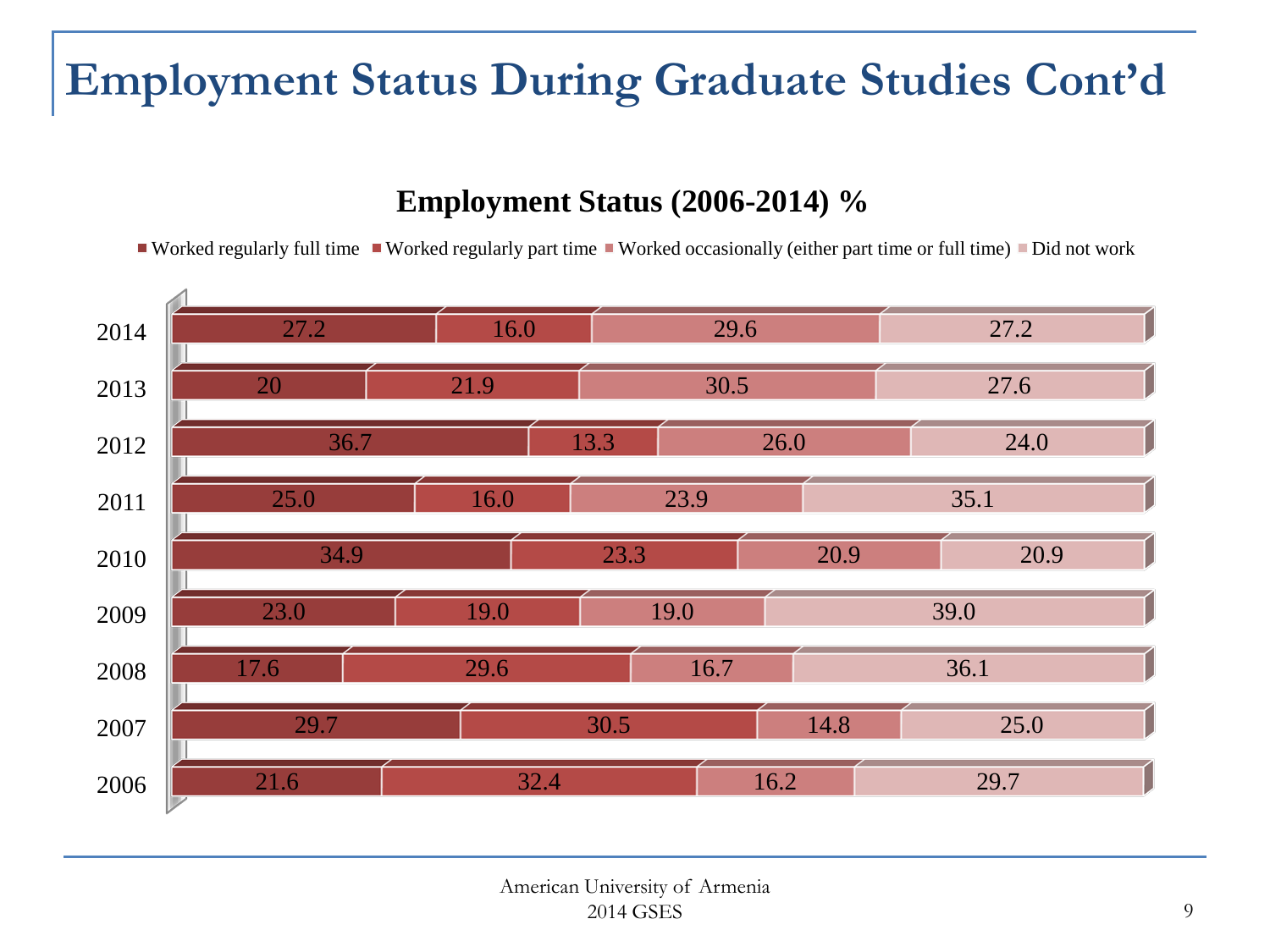# Employment Status During Graduate Studies Cont'd

**Employment Status (2006-2014) %**

| Year | Worked regularly full time | Worked regularly part time | Worked occasionally (either part time or full time) | Did not work |
|---|---|---|---|---|
| 2014 | 27.2 | 16.0 | 29.6 | 27.2 |
| 2013 | 20 | 21.9 | 30.5 | 27.6 |
| 2012 | 36.7 | 13.3 | 26.0 | 24.0 |
| 2011 | 25.0 | 16.0 | 23.9 | 35.1 |
| 2010 | 34.9 | 23.3 | 20.9 | 20.9 |
| 2009 | 23.0 | 19.0 | 19.0 | 39.0 |
| 2008 | 17.6 | 29.6 | 16.7 | 36.1 |
| 2007 | 29.7 | 30.5 | 14.8 | 25.0 |
| 2006 | 21.6 | 32.4 | 16.2 | 29.7 |

American University of Armenia
2014 GSES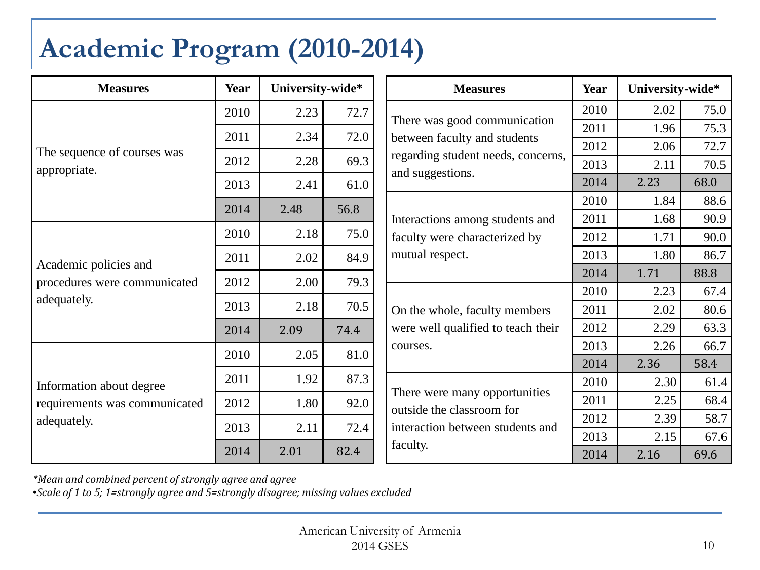# Academic Program (2010-2014)

| Measures | Year | University-wide* | |
|---|---|---|---|
| The sequence of courses was appropriate. | 2010 | 2.23 | 72.7 |
| | 2011 | 2.34 | 72.0 |
| | 2012 | 2.28 | 69.3 |
| | 2013 | 2.41 | 61.0 |
| | 2014 | 2.48 | 56.8 |
| Academic policies and procedures were communicated adequately. | 2010 | 2.18 | 75.0 |
| | 2011 | 2.02 | 84.9 |
| | 2012 | 2.00 | 79.3 |
| | 2013 | 2.18 | 70.5 |
| | 2014 | 2.09 | 74.4 |
| Information about degree requirements was communicated adequately. | 2010 | 2.05 | 81.0 |
| | 2011 | 1.92 | 87.3 |
| | 2012 | 1.80 | 92.0 |
| | 2013 | 2.11 | 72.4 |
| | 2014 | 2.01 | 82.4 |

| Measures | Year | University-wide* | |
|---|---|---|---|
| There was good communication between faculty and students regarding student needs, concerns, and suggestions. | 2010 | 2.02 | 75.0 |
| | 2011 | 1.96 | 75.3 |
| | 2012 | 2.06 | 72.7 |
| | 2013 | 2.11 | 70.5 |
| | 2014 | 2.23 | 68.0 |
| Interactions among students and faculty were characterized by mutual respect. | 2010 | 1.84 | 88.6 |
| | 2011 | 1.68 | 90.9 |
| | 2012 | 1.71 | 90.0 |
| | 2013 | 1.80 | 86.7 |
| | 2014 | 1.71 | 88.8 |
| On the whole, faculty members were well qualified to teach their courses. | 2010 | 2.23 | 67.4 |
| | 2011 | 2.02 | 80.6 |
| | 2012 | 2.29 | 63.3 |
| | 2013 | 2.26 | 66.7 |
| | 2014 | 2.36 | 58.4 |
| There were many opportunities outside the classroom for interaction between students and faculty. | 2010 | 2.30 | 61.4 |
| | 2011 | 2.25 | 68.4 |
| | 2012 | 2.39 | 58.7 |
| | 2013 | 2.15 | 67.6 |
| | 2014 | 2.16 | 69.6 |

*\*Mean and combined percent of strongly agree and agree*

*•Scale of 1 to 5; 1=strongly agree and 5=strongly disagree; missing values excluded*

American University of Armenia
2014 GSES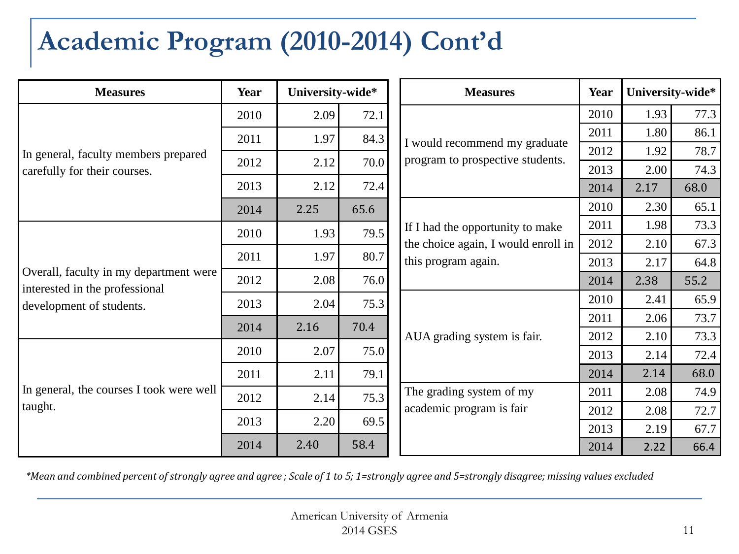# Academic Program (2010-2014) Cont'd

| Measures | Year | University-wide* | |
|---|---|---|---|
| In general, faculty members prepared carefully for their courses. | 2010 | 2.09 | 72.1 |
| | 2011 | 1.97 | 84.3 |
| | 2012 | 2.12 | 70.0 |
| | 2013 | 2.12 | 72.4 |
| | 2014 | 2.25 | 65.6 |
| Overall, faculty in my department were interested in the professional development of students. | 2010 | 1.93 | 79.5 |
| | 2011 | 1.97 | 80.7 |
| | 2012 | 2.08 | 76.0 |
| | 2013 | 2.04 | 75.3 |
| | 2014 | 2.16 | 70.4 |
| In general, the courses I took were well taught. | 2010 | 2.07 | 75.0 |
| | 2011 | 2.11 | 79.1 |
| | 2012 | 2.14 | 75.3 |
| | 2013 | 2.20 | 69.5 |
| | 2014 | 2.40 | 58.4 |

| Measures | Year | University-wide* | |
|---|---|---|---|
| I would recommend my graduate program to prospective students. | 2010 | 1.93 | 77.3 |
| | 2011 | 1.80 | 86.1 |
| | 2012 | 1.92 | 78.7 |
| | 2013 | 2.00 | 74.3 |
| | 2014 | 2.17 | 68.0 |
| If I had the opportunity to make the choice again, I would enroll in this program again. | 2010 | 2.30 | 65.1 |
| | 2011 | 1.98 | 73.3 |
| | 2012 | 2.10 | 67.3 |
| | 2013 | 2.17 | 64.8 |
| | 2014 | 2.38 | 55.2 |
| AUA grading system is fair. | 2010 | 2.41 | 65.9 |
| | 2011 | 2.06 | 73.7 |
| | 2012 | 2.10 | 73.3 |
| | 2013 | 2.14 | 72.4 |
| | 2014 | 2.14 | 68.0 |
| The grading system of my academic program is fair | 2011 | 2.08 | 74.9 |
| | 2012 | 2.08 | 72.7 |
| | 2013 | 2.19 | 67.7 |
| | 2014 | 2.22 | 66.4 |

*\*Mean and combined percent of strongly agree and agree ; Scale of 1 to 5; 1=strongly agree and 5=strongly disagree; missing values excluded*

American University of Armenia
2014 GSES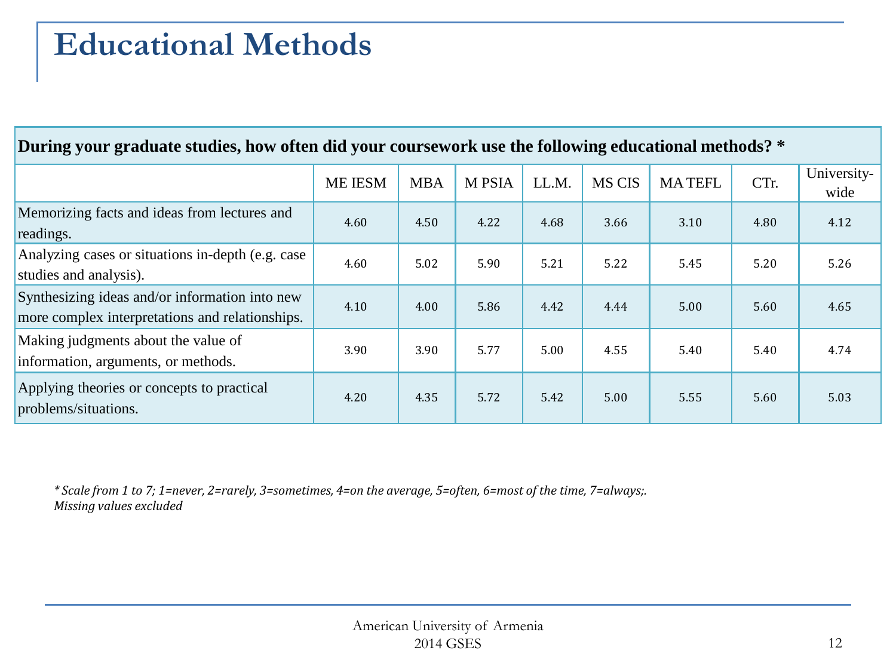# Educational Methods

| During your graduate studies, how often did your coursework use the following educational methods? * | | | | | | | | |
|---|---|---|---|---|---|---|---|---|
| | ME IESM | MBA | M PSIA | LL.M. | MS CIS | MA TEFL | CTr. | University-wide |
| Memorizing facts and ideas from lectures and readings. | 4.60 | 4.50 | 4.22 | 4.68 | 3.66 | 3.10 | 4.80 | 4.12 |
| Analyzing cases or situations in-depth (e.g. case studies and analysis). | 4.60 | 5.02 | 5.90 | 5.21 | 5.22 | 5.45 | 5.20 | 5.26 |
| Synthesizing ideas and/or information into new more complex interpretations and relationships. | 4.10 | 4.00 | 5.86 | 4.42 | 4.44 | 5.00 | 5.60 | 4.65 |
| Making judgments about the value of information, arguments, or methods. | 3.90 | 3.90 | 5.77 | 5.00 | 4.55 | 5.40 | 5.40 | 4.74 |
| Applying theories or concepts to practical problems/situations. | 4.20 | 4.35 | 5.72 | 5.42 | 5.00 | 5.55 | 5.60 | 5.03 |

*\* Scale from 1 to 7; 1=never, 2=rarely, 3=sometimes, 4=on the average, 5=often, 6=most of the time, 7=always;.*
*Missing values excluded*

American University of Armenia
2014 GSES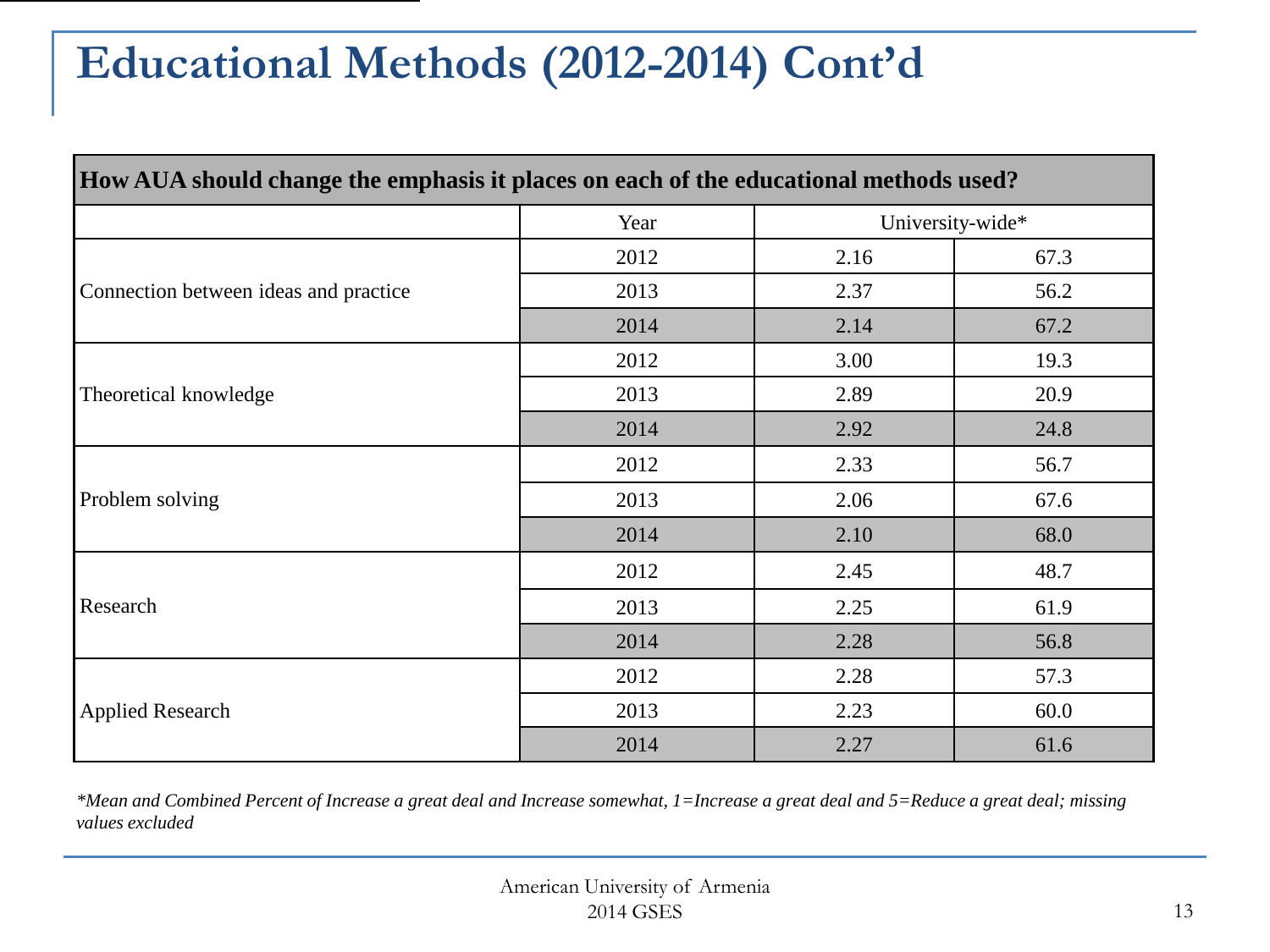# Educational Methods (2012-2014) Cont'd

| How AUA should change the emphasis it places on each of the educational methods used? | | | |
|---|---|---|---|
| | Year | University-wide* | |
| Connection between ideas and practice | 2012 | 2.16 | 67.3 |
| | 2013 | 2.37 | 56.2 |
| | 2014 | 2.14 | 67.2 |
| Theoretical knowledge | 2012 | 3.00 | 19.3 |
| | 2013 | 2.89 | 20.9 |
| | 2014 | 2.92 | 24.8 |
| Problem solving | 2012 | 2.33 | 56.7 |
| | 2013 | 2.06 | 67.6 |
| | 2014 | 2.10 | 68.0 |
| Research | 2012 | 2.45 | 48.7 |
| | 2013 | 2.25 | 61.9 |
| | 2014 | 2.28 | 56.8 |
| Applied Research | 2012 | 2.28 | 57.3 |
| | 2013 | 2.23 | 60.0 |
| | 2014 | 2.27 | 61.6 |

*\*Mean and Combined Percent of Increase a great deal and Increase somewhat, 1=Increase a great deal and 5=Reduce a great deal; missing values excluded*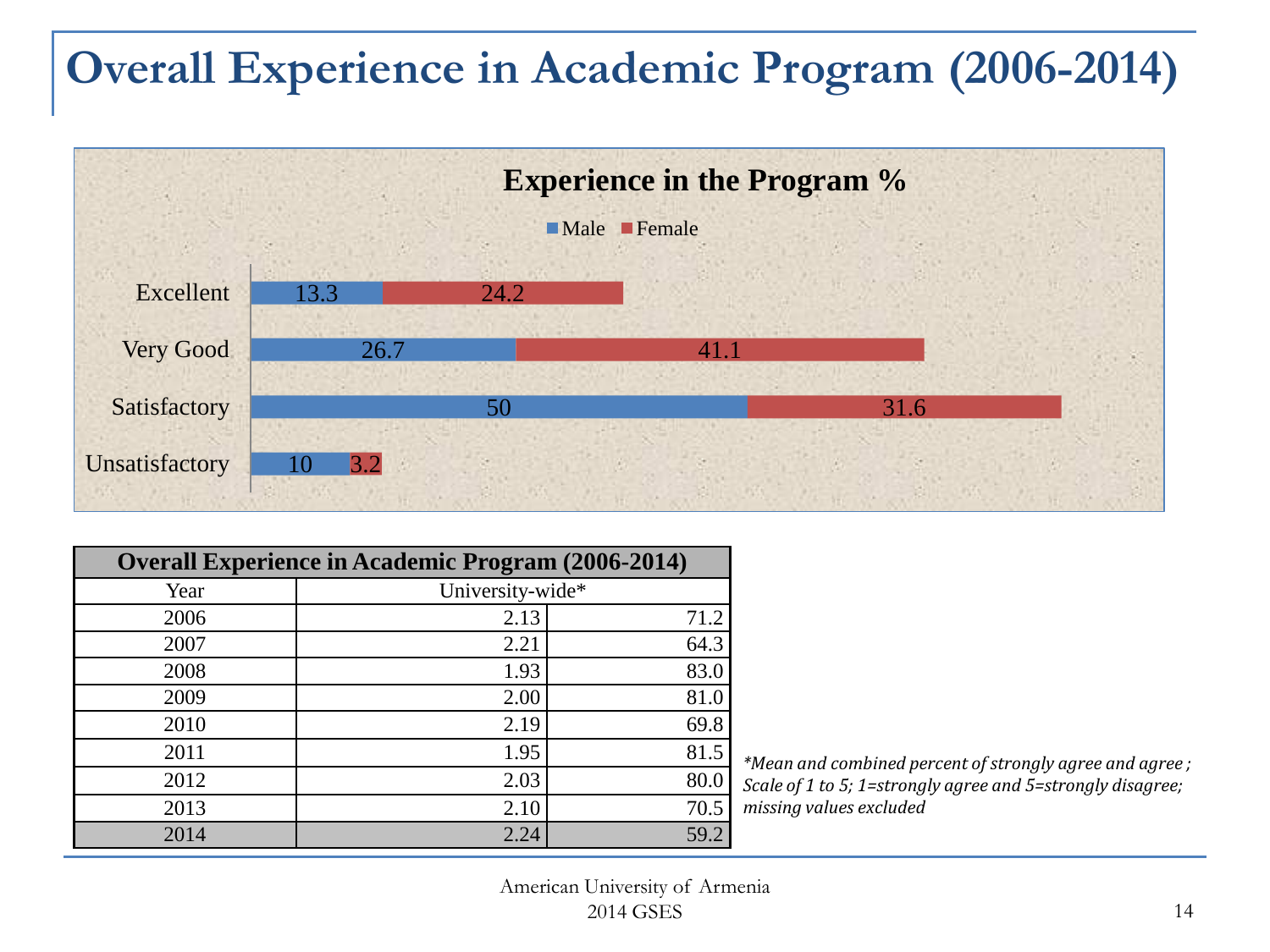# Overall Experience in Academic Program (2006-2014)

**Experience in the Program %**

| | Male | Female |
|---|---|---|
| Excellent | 13.3 | 24.2 |
| Very Good | 26.7 | 41.1 |
| Satisfactory | 50 | 31.6 |
| Unsatisfactory | 10 | 3.2 |

| Overall Experience in Academic Program (2006-2014) | | |
|---|---|---|
| Year | University-wide* | |
| 2006 | 2.13 | 71.2 |
| 2007 | 2.21 | 64.3 |
| 2008 | 1.93 | 83.0 |
| 2009 | 2.00 | 81.0 |
| 2010 | 2.19 | 69.8 |
| 2011 | 1.95 | 81.5 |
| 2012 | 2.03 | 80.0 |
| 2013 | 2.10 | 70.5 |
| 2014 | 2.24 | 59.2 |

*\*Mean and combined percent of strongly agree and agree ; Scale of 1 to 5; 1=strongly agree and 5=strongly disagree; missing values excluded*

American University of Armenia
2014 GSES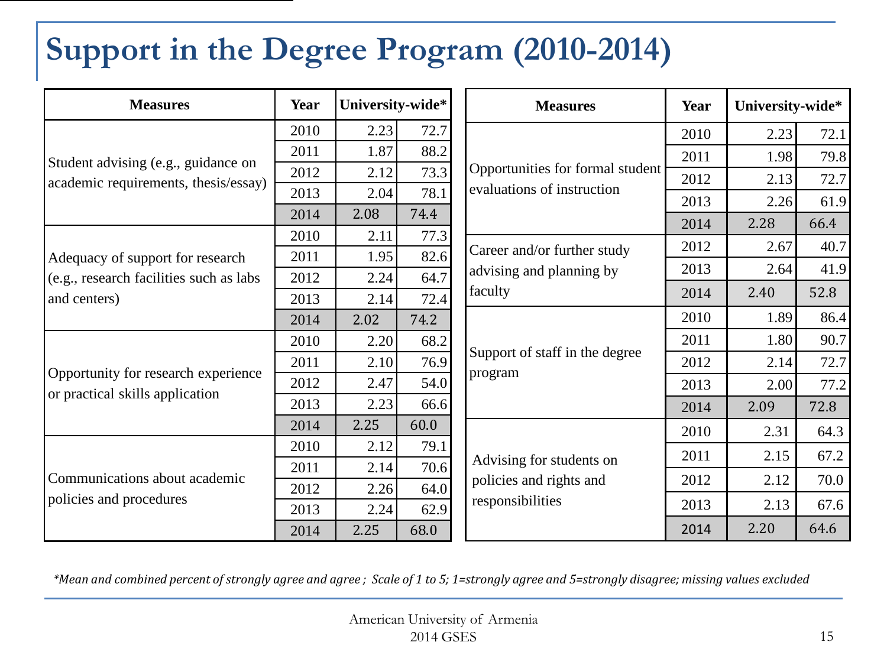# Support in the Degree Program (2010-2014)

| Measures | Year | University-wide* | |
|---|---|---|---|
| Student advising (e.g., guidance on academic requirements, thesis/essay) | 2010 | 2.23 | 72.7 |
| | 2011 | 1.87 | 88.2 |
| | 2012 | 2.12 | 73.3 |
| | 2013 | 2.04 | 78.1 |
| | 2014 | 2.08 | 74.4 |
| Adequacy of support for research (e.g., research facilities such as labs and centers) | 2010 | 2.11 | 77.3 |
| | 2011 | 1.95 | 82.6 |
| | 2012 | 2.24 | 64.7 |
| | 2013 | 2.14 | 72.4 |
| | 2014 | 2.02 | 74.2 |
| Opportunity for research experience or practical skills application | 2010 | 2.20 | 68.2 |
| | 2011 | 2.10 | 76.9 |
| | 2012 | 2.47 | 54.0 |
| | 2013 | 2.23 | 66.6 |
| | 2014 | 2.25 | 60.0 |
| Communications about academic policies and procedures | 2010 | 2.12 | 79.1 |
| | 2011 | 2.14 | 70.6 |
| | 2012 | 2.26 | 64.0 |
| | 2013 | 2.24 | 62.9 |
| | 2014 | 2.25 | 68.0 |

| Measures | Year | University-wide* | |
|---|---|---|---|
| Opportunities for formal student evaluations of instruction | 2010 | 2.23 | 72.1 |
| | 2011 | 1.98 | 79.8 |
| | 2012 | 2.13 | 72.7 |
| | 2013 | 2.26 | 61.9 |
| | 2014 | 2.28 | 66.4 |
| Career and/or further study advising and planning by faculty | 2012 | 2.67 | 40.7 |
| | 2013 | 2.64 | 41.9 |
| | 2014 | 2.40 | 52.8 |
| Support of staff in the degree program | 2010 | 1.89 | 86.4 |
| | 2011 | 1.80 | 90.7 |
| | 2012 | 2.14 | 72.7 |
| | 2013 | 2.00 | 77.2 |
| | 2014 | 2.09 | 72.8 |
| Advising for students on policies and rights and responsibilities | 2010 | 2.31 | 64.3 |
| | 2011 | 2.15 | 67.2 |
| | 2012 | 2.12 | 70.0 |
| | 2013 | 2.13 | 67.6 |
| | 2014 | 2.20 | 64.6 |

*\*Mean and combined percent of strongly agree and agree ; Scale of 1 to 5; 1=strongly agree and 5=strongly disagree; missing values excluded*

American University of Armenia
2014 GSES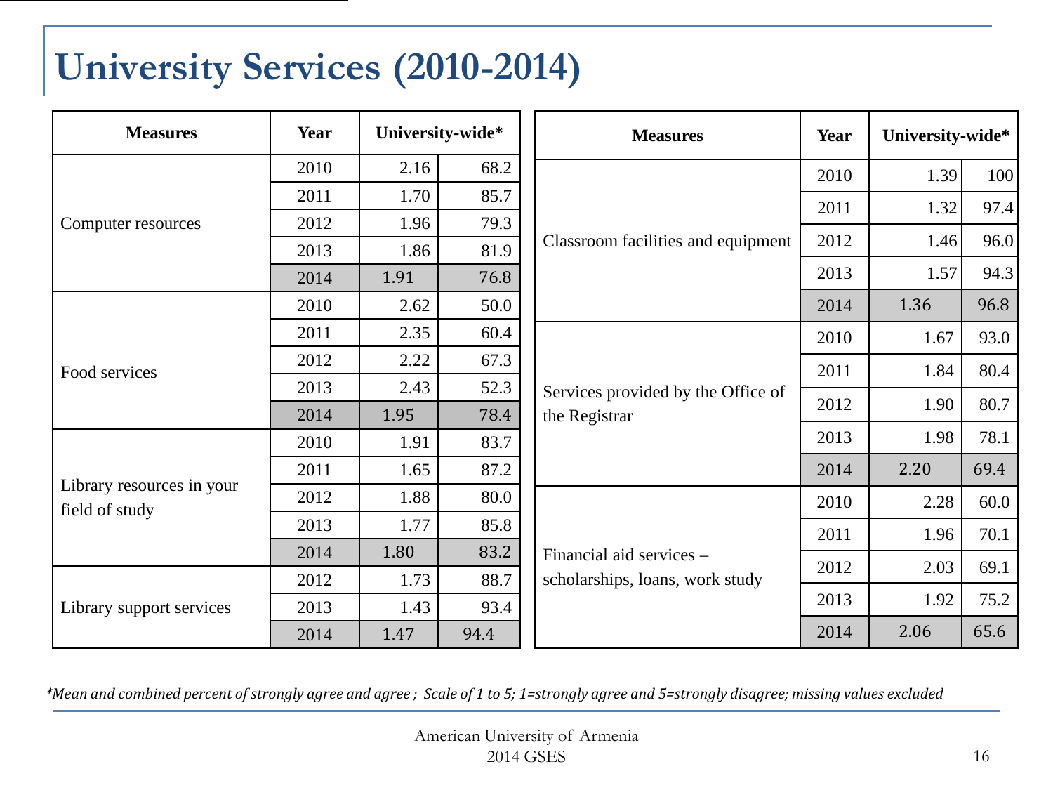# University Services (2010-2014)

| Measures | Year | University-wide* | |
|---|---|---|---|
| Computer resources | 2010 | 2.16 | 68.2 |
| | 2011 | 1.70 | 85.7 |
| | 2012 | 1.96 | 79.3 |
| | 2013 | 1.86 | 81.9 |
| | 2014 | 1.91 | 76.8 |
| Food services | 2010 | 2.62 | 50.0 |
| | 2011 | 2.35 | 60.4 |
| | 2012 | 2.22 | 67.3 |
| | 2013 | 2.43 | 52.3 |
| | 2014 | 1.95 | 78.4 |
| Library resources in your field of study | 2010 | 1.91 | 83.7 |
| | 2011 | 1.65 | 87.2 |
| | 2012 | 1.88 | 80.0 |
| | 2013 | 1.77 | 85.8 |
| | 2014 | 1.80 | 83.2 |
| Library support services | 2012 | 1.73 | 88.7 |
| | 2013 | 1.43 | 93.4 |
| | 2014 | 1.47 | 94.4 |

| Measures | Year | University-wide* | |
|---|---|---|---|
| Classroom facilities and equipment | 2010 | 1.39 | 100 |
| | 2011 | 1.32 | 97.4 |
| | 2012 | 1.46 | 96.0 |
| | 2013 | 1.57 | 94.3 |
| | 2014 | 1.36 | 96.8 |
| Services provided by the Office of the Registrar | 2010 | 1.67 | 93.0 |
| | 2011 | 1.84 | 80.4 |
| | 2012 | 1.90 | 80.7 |
| | 2013 | 1.98 | 78.1 |
| | 2014 | 2.20 | 69.4 |
| Financial aid services – scholarships, loans, work study | 2010 | 2.28 | 60.0 |
| | 2011 | 1.96 | 70.1 |
| | 2012 | 2.03 | 69.1 |
| | 2013 | 1.92 | 75.2 |
| | 2014 | 2.06 | 65.6 |

*\*Mean and combined percent of strongly agree and agree ; Scale of 1 to 5; 1=strongly agree and 5=strongly disagree; missing values excluded*

American University of Armenia
2014 GSES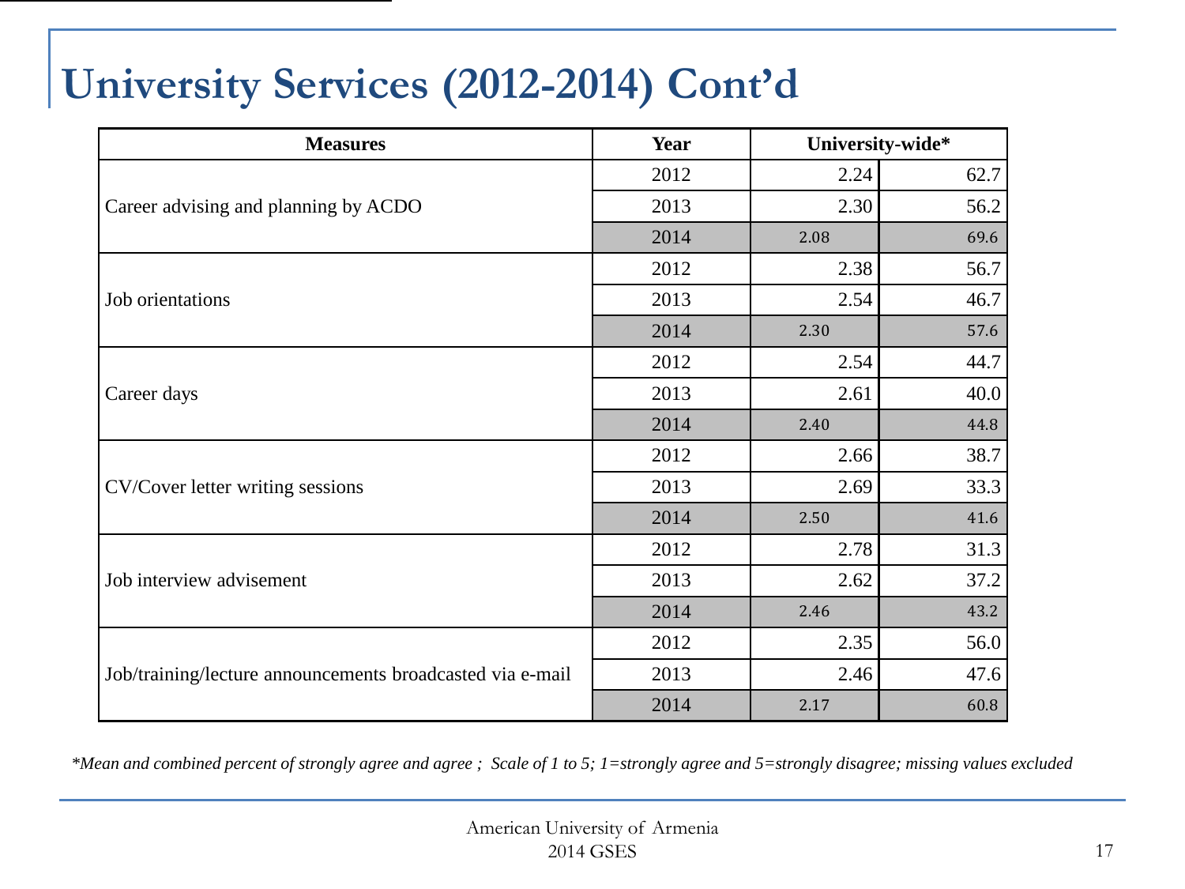# University Services (2012-2014) Cont'd

| Measures | Year | University-wide* | |
|---|---|---|---|
| Career advising and planning by ACDO | 2012 | 2.24 | 62.7 |
| | 2013 | 2.30 | 56.2 |
| | 2014 | 2.08 | 69.6 |
| Job orientations | 2012 | 2.38 | 56.7 |
| | 2013 | 2.54 | 46.7 |
| | 2014 | 2.30 | 57.6 |
| Career days | 2012 | 2.54 | 44.7 |
| | 2013 | 2.61 | 40.0 |
| | 2014 | 2.40 | 44.8 |
| CV/Cover letter writing sessions | 2012 | 2.66 | 38.7 |
| | 2013 | 2.69 | 33.3 |
| | 2014 | 2.50 | 41.6 |
| Job interview advisement | 2012 | 2.78 | 31.3 |
| | 2013 | 2.62 | 37.2 |
| | 2014 | 2.46 | 43.2 |
| Job/training/lecture announcements broadcasted via e-mail | 2012 | 2.35 | 56.0 |
| | 2013 | 2.46 | 47.6 |
| | 2014 | 2.17 | 60.8 |

*\*Mean and combined percent of strongly agree and agree ; Scale of 1 to 5; 1=strongly agree and 5=strongly disagree; missing values excluded*

American University of Armenia
2014 GSES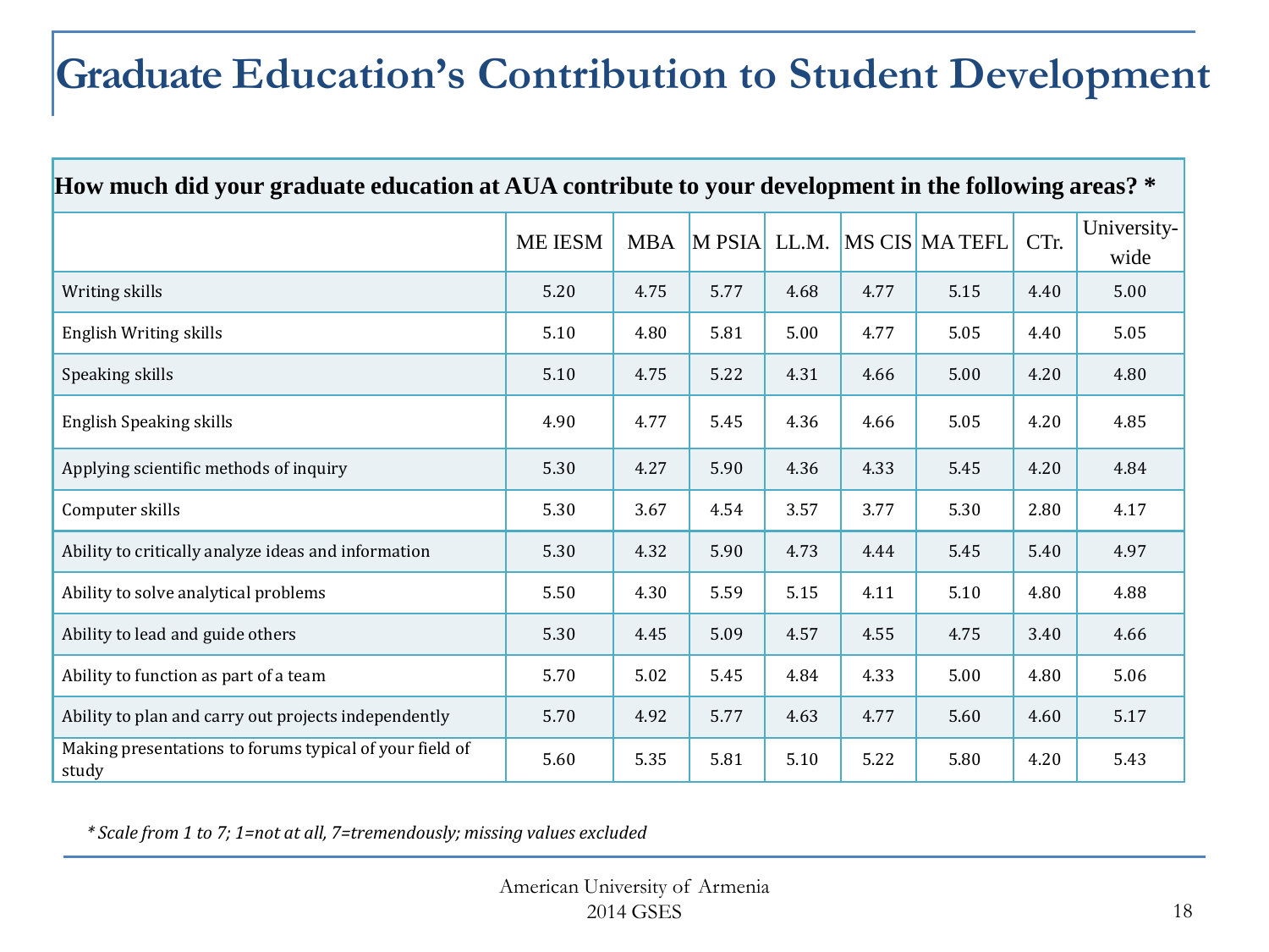# Graduate Education's Contribution to Student Development

| How much did your graduate education at AUA contribute to your development in the following areas? * | | | | | | | | |
|---|---|---|---|---|---|---|---|---|
| | ME IESM | MBA | M PSIA | LL.M. | MS CIS | MA TEFL | CTr. | University-wide |
| Writing skills | 5.20 | 4.75 | 5.77 | 4.68 | 4.77 | 5.15 | 4.40 | 5.00 |
| English Writing skills | 5.10 | 4.80 | 5.81 | 5.00 | 4.77 | 5.05 | 4.40 | 5.05 |
| Speaking skills | 5.10 | 4.75 | 5.22 | 4.31 | 4.66 | 5.00 | 4.20 | 4.80 |
| English Speaking skills | 4.90 | 4.77 | 5.45 | 4.36 | 4.66 | 5.05 | 4.20 | 4.85 |
| Applying scientific methods of inquiry | 5.30 | 4.27 | 5.90 | 4.36 | 4.33 | 5.45 | 4.20 | 4.84 |
| Computer skills | 5.30 | 3.67 | 4.54 | 3.57 | 3.77 | 5.30 | 2.80 | 4.17 |
| Ability to critically analyze ideas and information | 5.30 | 4.32 | 5.90 | 4.73 | 4.44 | 5.45 | 5.40 | 4.97 |
| Ability to solve analytical problems | 5.50 | 4.30 | 5.59 | 5.15 | 4.11 | 5.10 | 4.80 | 4.88 |
| Ability to lead and guide others | 5.30 | 4.45 | 5.09 | 4.57 | 4.55 | 4.75 | 3.40 | 4.66 |
| Ability to function as part of a team | 5.70 | 5.02 | 5.45 | 4.84 | 4.33 | 5.00 | 4.80 | 5.06 |
| Ability to plan and carry out projects independently | 5.70 | 4.92 | 5.77 | 4.63 | 4.77 | 5.60 | 4.60 | 5.17 |
| Making presentations to forums typical of your field of study | 5.60 | 5.35 | 5.81 | 5.10 | 5.22 | 5.80 | 4.20 | 5.43 |

*\* Scale from 1 to 7; 1=not at all, 7=tremendously; missing values excluded*

American University of Armenia
2014 GSES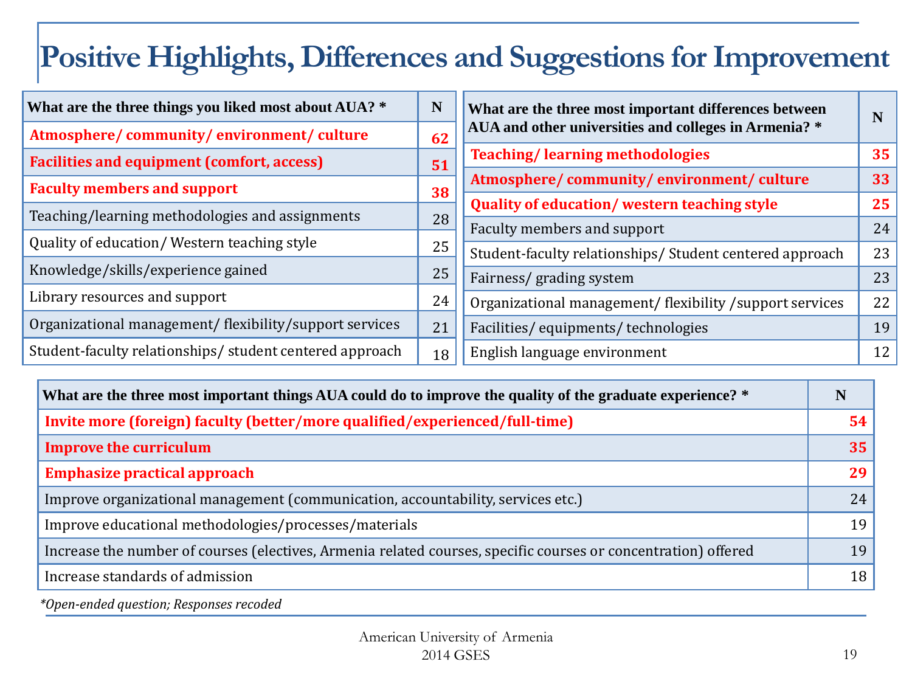# Positive Highlights, Differences and Suggestions for Improvement

| What are the three things you liked most about AUA? * | N |
|---|---|
| **Atmosphere/ community/ environment/ culture** | **62** |
| **Facilities and equipment (comfort, access)** | **51** |
| **Faculty members and support** | **38** |
| Teaching/learning methodologies and assignments | 28 |
| Quality of education/ Western teaching style | 25 |
| Knowledge/skills/experience gained | 25 |
| Library resources and support | 24 |
| Organizational management/ flexibility/support services | 21 |
| Student-faculty relationships/ student centered approach | 18 |

| What are the three most important differences between AUA and other universities and colleges in Armenia? * | N |
|---|---|
| **Teaching/ learning methodologies** | **35** |
| **Atmosphere/ community/ environment/ culture** | **33** |
| **Quality of education/ western teaching style** | **25** |
| Faculty members and support | 24 |
| Student-faculty relationships/ Student centered approach | 23 |
| Fairness/ grading system | 23 |
| Organizational management/ flexibility /support services | 22 |
| Facilities/ equipments/ technologies | 19 |
| English language environment | 12 |

| What are the three most important things AUA could do to improve the quality of the graduate experience? * | N |
|---|---|
| **Invite more (foreign) faculty (better/more qualified/experienced/full-time)** | **54** |
| **Improve the curriculum** | **35** |
| **Emphasize practical approach** | **29** |
| Improve organizational management (communication, accountability, services etc.) | 24 |
| Improve educational methodologies/processes/materials | 19 |
| Increase the number of courses (electives, Armenia related courses, specific courses or concentration) offered | 19 |
| Increase standards of admission | 18 |

*\*Open-ended question; Responses recoded*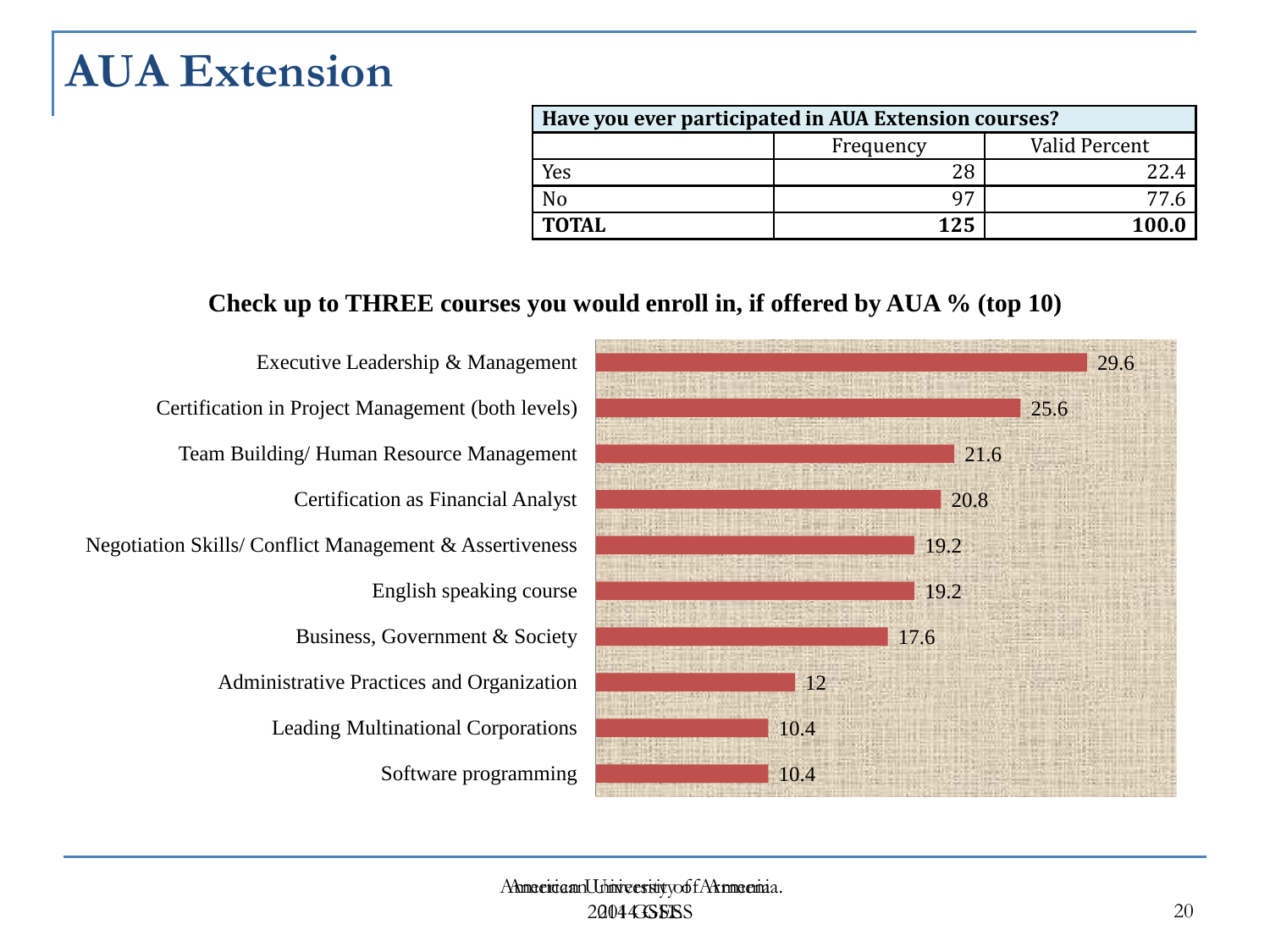# AUA Extension

| Have you ever participated in AUA Extension courses? | | |
|---|---|---|
| | Frequency | Valid Percent |
| Yes | 28 | 22.4 |
| No | 97 | 77.6 |
| **TOTAL** | **125** | **100.0** |

**Check up to THREE courses you would enroll in, if offered by AUA % (top 10)**

| Course | % |
|---|---|
| Executive Leadership & Management | 29.6 |
| Certification in Project Management (both levels) | 25.6 |
| Team Building/ Human Resource Management | 21.6 |
| Certification as Financial Analyst | 20.8 |
| Negotiation Skills/ Conflict Management & Assertiveness | 19.2 |
| English speaking course | 19.2 |
| Business, Government & Society | 17.6 |
| Administrative Practices and Organization | 12 |
| Leading Multinational Corporations | 10.4 |
| Software programming | 10.4 |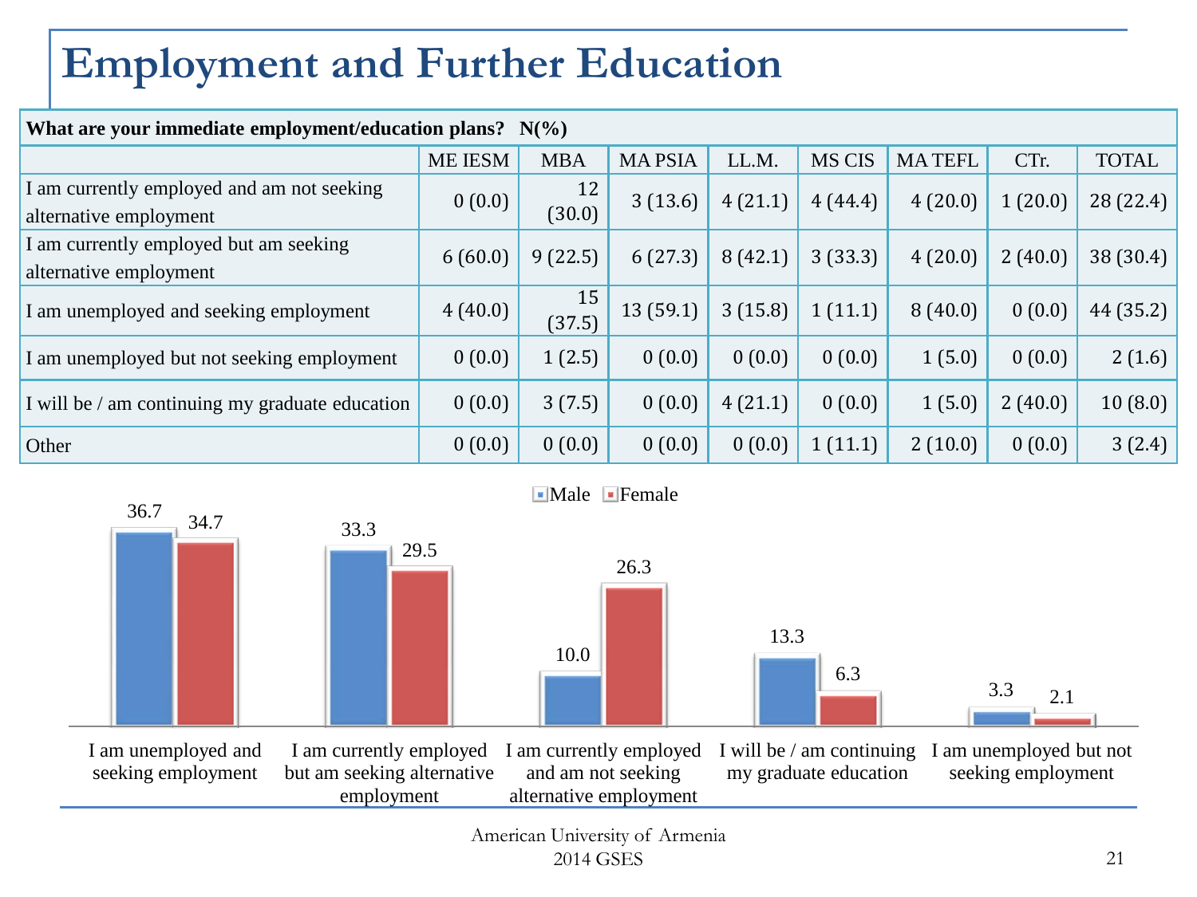# Employment and Further Education

| What are your immediate employment/education plans? N(%) | ME IESM | MBA | MA PSIA | LL.M. | MS CIS | MA TEFL | CTr. | TOTAL |
|---|---|---|---|---|---|---|---|---|
| I am currently employed and am not seeking alternative employment | 0 (0.0) | 12 (30.0) | 3 (13.6) | 4 (21.1) | 4 (44.4) | 4 (20.0) | 1 (20.0) | 28 (22.4) |
| I am currently employed but am seeking alternative employment | 6 (60.0) | 9 (22.5) | 6 (27.3) | 8 (42.1) | 3 (33.3) | 4 (20.0) | 2 (40.0) | 38 (30.4) |
| I am unemployed and seeking employment | 4 (40.0) | 15 (37.5) | 13 (59.1) | 3 (15.8) | 1 (11.1) | 8 (40.0) | 0 (0.0) | 44 (35.2) |
| I am unemployed but not seeking employment | 0 (0.0) | 1 (2.5) | 0 (0.0) | 0 (0.0) | 0 (0.0) | 1 (5.0) | 0 (0.0) | 2 (1.6) |
| I will be / am continuing my graduate education | 0 (0.0) | 3 (7.5) | 0 (0.0) | 4 (21.1) | 0 (0.0) | 1 (5.0) | 2 (40.0) | 10 (8.0) |
| Other | 0 (0.0) | 0 (0.0) | 0 (0.0) | 0 (0.0) | 1 (11.1) | 2 (10.0) | 0 (0.0) | 3 (2.4) |

| | Male | Female |
|---|---|---|
| I am unemployed and seeking employment | 36.7 | 34.7 |
| I am currently employed but am seeking alternative employment | 33.3 | 29.5 |
| I am currently employed and am not seeking alternative employment | 10.0 | 26.3 |
| I will be / am continuing my graduate education | 13.3 | 6.3 |
| I am unemployed but not seeking employment | 3.3 | 2.1 |

American University of Armenia
2014 GSES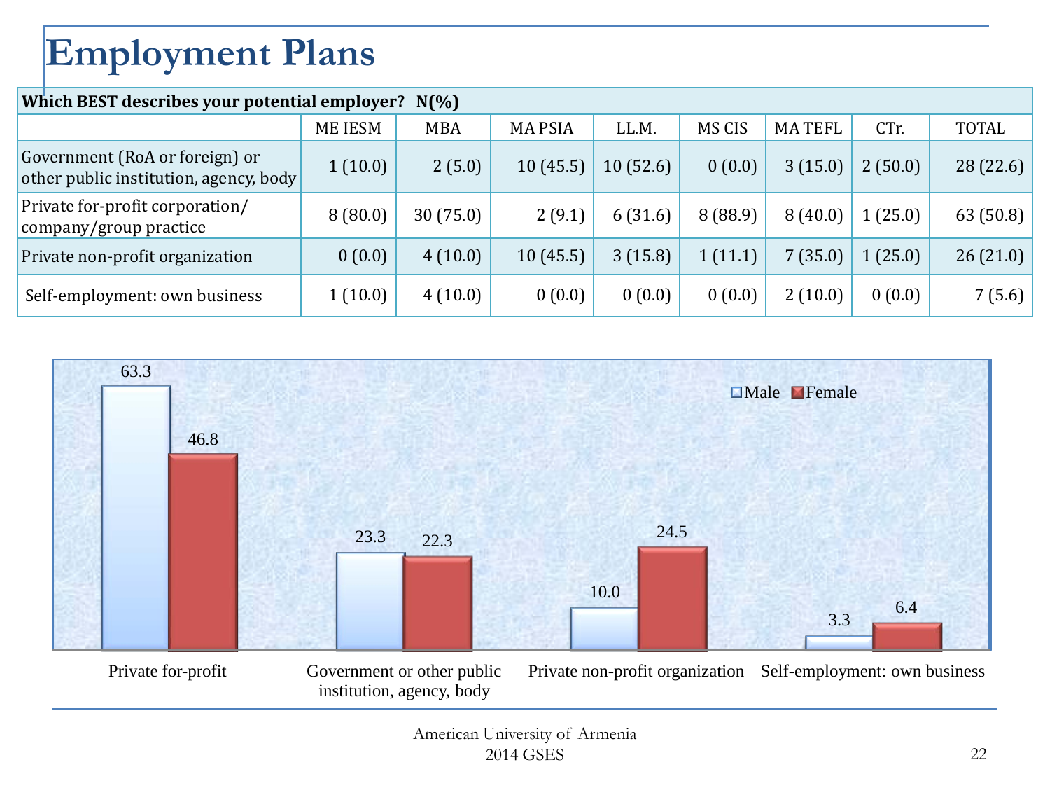# Employment Plans

| Which BEST describes your potential employer? N(%) | | | | | | | | |
|---|---|---|---|---|---|---|---|---|
| | ME IESM | MBA | MA PSIA | LL.M. | MS CIS | MA TEFL | CTr. | TOTAL |
| Government (RoA or foreign) or other public institution, agency, body | 1 (10.0) | 2 (5.0) | 10 (45.5) | 10 (52.6) | 0 (0.0) | 3 (15.0) | 2 (50.0) | 28 (22.6) |
| Private for-profit corporation/ company/group practice | 8 (80.0) | 30 (75.0) | 2 (9.1) | 6 (31.6) | 8 (88.9) | 8 (40.0) | 1 (25.0) | 63 (50.8) |
| Private non-profit organization | 0 (0.0) | 4 (10.0) | 10 (45.5) | 3 (15.8) | 1 (11.1) | 7 (35.0) | 1 (25.0) | 26 (21.0) |
| Self-employment: own business | 1 (10.0) | 4 (10.0) | 0 (0.0) | 0 (0.0) | 0 (0.0) | 2 (10.0) | 0 (0.0) | 7 (5.6) |

| | Male | Female |
|---|---|---|
| Private for-profit | 63.3 | 46.8 |
| Government or other public institution, agency, body | 23.3 | 22.3 |
| Private non-profit organization | 10.0 | 24.5 |
| Self-employment: own business | 3.3 | 6.4 |

American University of Armenia
2014 GSES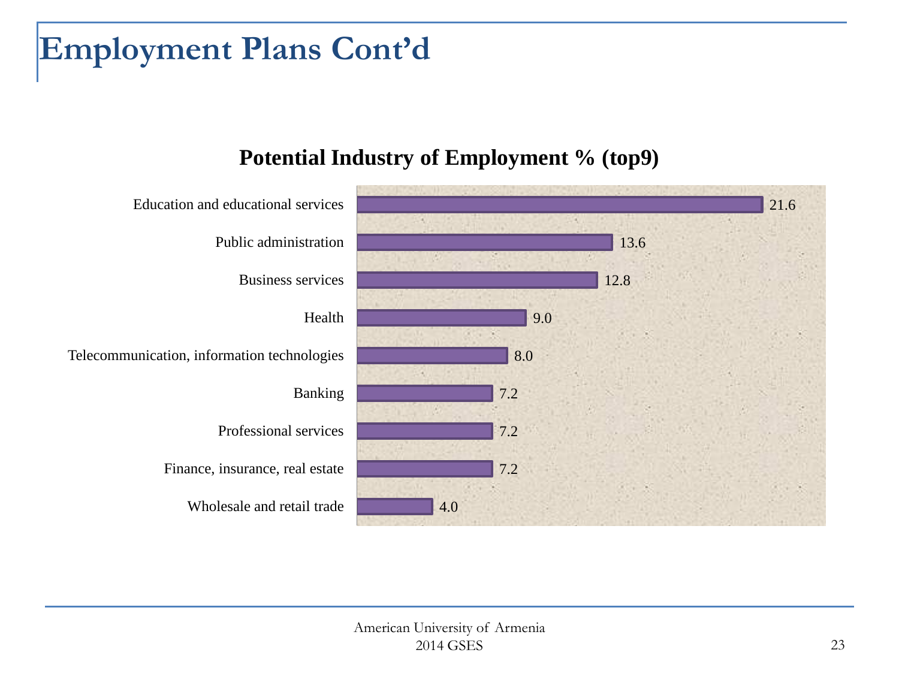# Employment Plans Cont'd

**Potential Industry of Employment % (top9)**

| Industry | % |
|---|---|
| Education and educational services | 21.6 |
| Public administration | 13.6 |
| Business services | 12.8 |
| Health | 9.0 |
| Telecommunication, information technologies | 8.0 |
| Banking | 7.2 |
| Professional services | 7.2 |
| Finance, insurance, real estate | 7.2 |
| Wholesale and retail trade | 4.0 |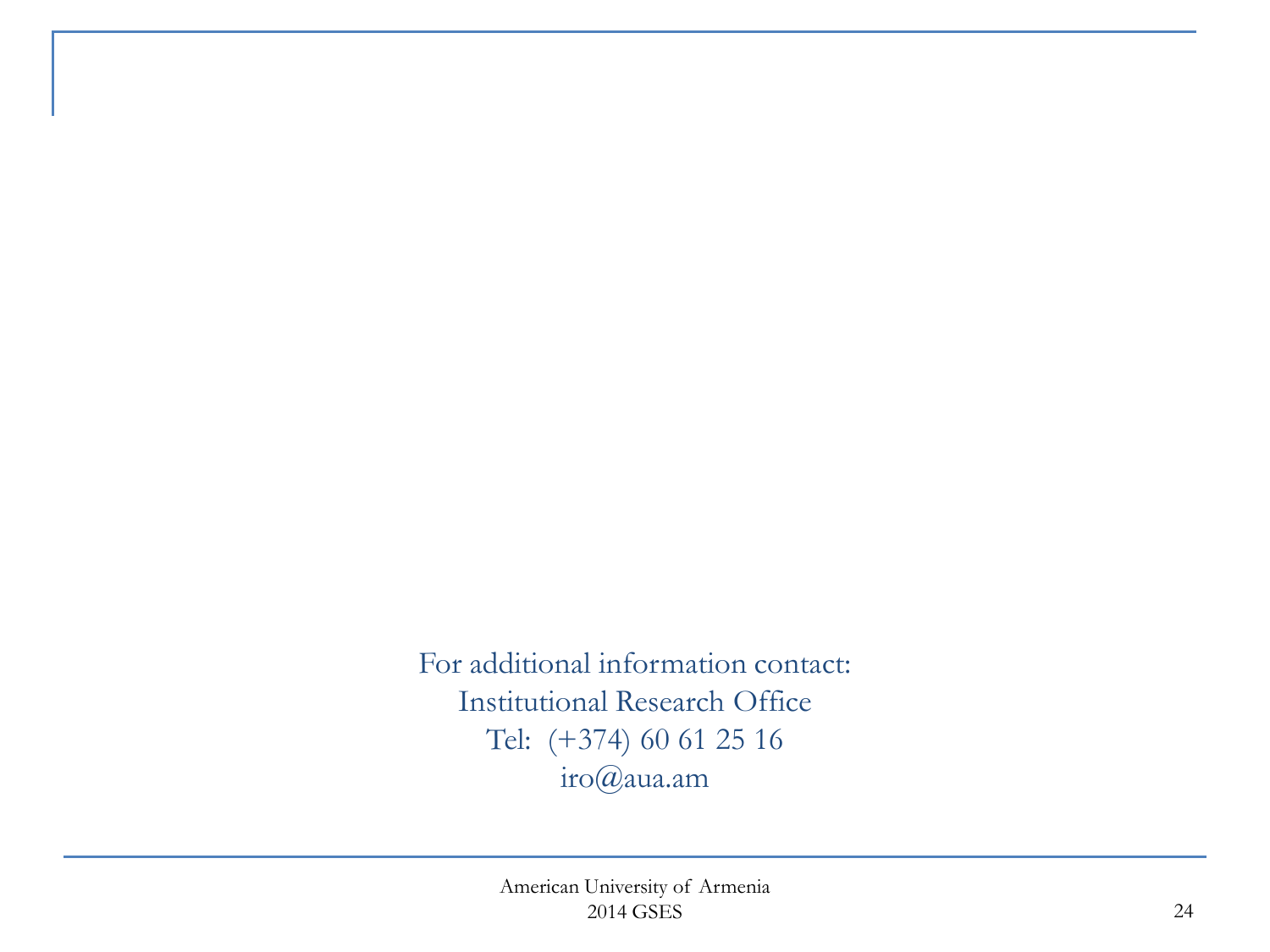For additional information contact:
Institutional Research Office
Tel: (+374) 60 61 25 16
iro@aua.am